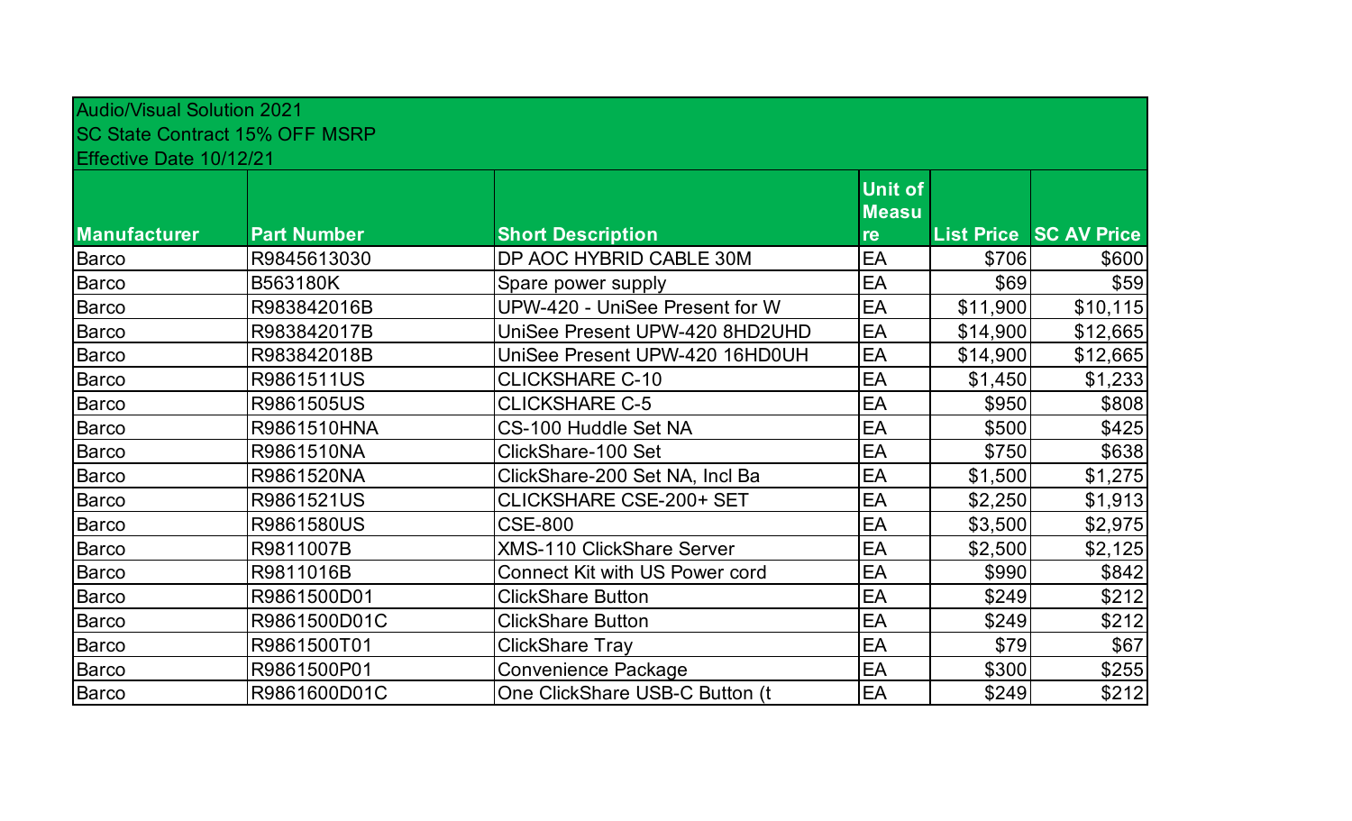Audio/Visual Solution 2021
SC State Contract 15% OFF MSRP
Effective Date 10/12/21

| Manufacturer | Part Number | Short Description | Unit of Measure | List Price | SC AV Price |
|---|---|---|---|---|---|
| Barco | R9845613030 | DP AOC HYBRID CABLE 30M | EA | $706 | $600 |
| Barco | B563180K | Spare power supply | EA | $69 | $59 |
| Barco | R983842016B | UPW-420 - UniSee Present for W | EA | $11,900 | $10,115 |
| Barco | R983842017B | UniSee Present UPW-420 8HD2UHD | EA | $14,900 | $12,665 |
| Barco | R983842018B | UniSee Present UPW-420 16HD0UH | EA | $14,900 | $12,665 |
| Barco | R9861511US | CLICKSHARE C-10 | EA | $1,450 | $1,233 |
| Barco | R9861505US | CLICKSHARE C-5 | EA | $950 | $808 |
| Barco | R9861510HNA | CS-100 Huddle Set NA | EA | $500 | $425 |
| Barco | R9861510NA | ClickShare-100 Set | EA | $750 | $638 |
| Barco | R9861520NA | ClickShare-200 Set NA, Incl Ba | EA | $1,500 | $1,275 |
| Barco | R9861521US | CLICKSHARE CSE-200+ SET | EA | $2,250 | $1,913 |
| Barco | R9861580US | CSE-800 | EA | $3,500 | $2,975 |
| Barco | R9811007B | XMS-110 ClickShare Server | EA | $2,500 | $2,125 |
| Barco | R9811016B | Connect Kit with US Power cord | EA | $990 | $842 |
| Barco | R9861500D01 | ClickShare Button | EA | $249 | $212 |
| Barco | R9861500D01C | ClickShare Button | EA | $249 | $212 |
| Barco | R9861500T01 | ClickShare Tray | EA | $79 | $67 |
| Barco | R9861500P01 | Convenience Package | EA | $300 | $255 |
| Barco | R9861600D01C | One ClickShare USB-C Button (t | EA | $249 | $212 |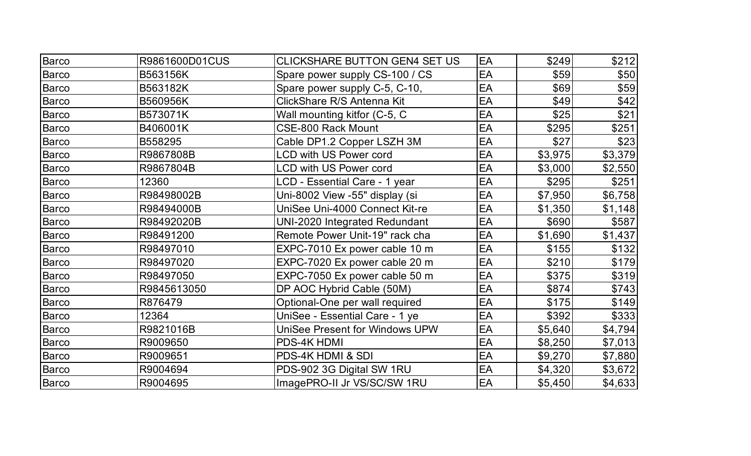| | | | | | |
|---|---|---|---|---|---|
| Barco | R9861600D01CUS | CLICKSHARE BUTTON GEN4 SET US | EA | $249 | $212 |
| Barco | B563156K | Spare power supply CS-100 / CS | EA | $59 | $50 |
| Barco | B563182K | Spare power supply C-5, C-10, | EA | $69 | $59 |
| Barco | B560956K | ClickShare R/S Antenna Kit | EA | $49 | $42 |
| Barco | B573071K | Wall mounting kitfor (C-5, C | EA | $25 | $21 |
| Barco | B406001K | CSE-800 Rack Mount | EA | $295 | $251 |
| Barco | B558295 | Cable DP1.2 Copper LSZH 3M | EA | $27 | $23 |
| Barco | R9867808B | LCD with US Power cord | EA | $3,975 | $3,379 |
| Barco | R9867804B | LCD with US Power cord | EA | $3,000 | $2,550 |
| Barco | 12360 | LCD - Essential Care - 1 year | EA | $295 | $251 |
| Barco | R98498002B | Uni-8002 View -55" display (si | EA | $7,950 | $6,758 |
| Barco | R98494000B | UniSee Uni-4000 Connect Kit-re | EA | $1,350 | $1,148 |
| Barco | R98492020B | UNI-2020 Integrated Redundant | EA | $690 | $587 |
| Barco | R98491200 | Remote Power Unit-19" rack cha | EA | $1,690 | $1,437 |
| Barco | R98497010 | EXPC-7010 Ex power cable 10 m | EA | $155 | $132 |
| Barco | R98497020 | EXPC-7020 Ex power cable 20 m | EA | $210 | $179 |
| Barco | R98497050 | EXPC-7050 Ex power cable 50 m | EA | $375 | $319 |
| Barco | R9845613050 | DP AOC Hybrid Cable (50M) | EA | $874 | $743 |
| Barco | R876479 | Optional-One per wall required | EA | $175 | $149 |
| Barco | 12364 | UniSee - Essential Care - 1 ye | EA | $392 | $333 |
| Barco | R9821016B | UniSee Present for Windows UPW | EA | $5,640 | $4,794 |
| Barco | R9009650 | PDS-4K HDMI | EA | $8,250 | $7,013 |
| Barco | R9009651 | PDS-4K HDMI & SDI | EA | $9,270 | $7,880 |
| Barco | R9004694 | PDS-902 3G Digital SW 1RU | EA | $4,320 | $3,672 |
| Barco | R9004695 | ImagePRO-II Jr VS/SC/SW 1RU | EA | $5,450 | $4,633 |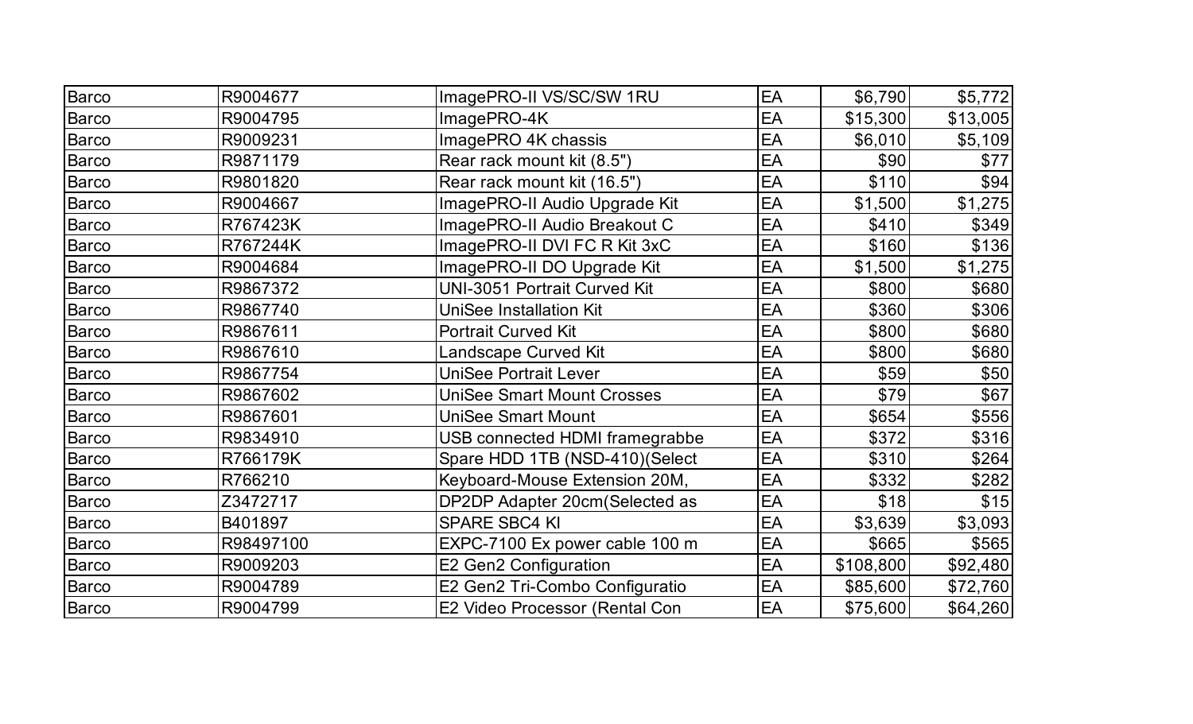| | | | | | |
|---|---|---|---|---|---|
| Barco | R9004677 | ImagePRO-II VS/SC/SW 1RU | EA | $6,790 | $5,772 |
| Barco | R9004795 | ImagePRO-4K | EA | $15,300 | $13,005 |
| Barco | R9009231 | ImagePRO 4K chassis | EA | $6,010 | $5,109 |
| Barco | R9871179 | Rear rack mount kit (8.5") | EA | $90 | $77 |
| Barco | R9801820 | Rear rack mount kit (16.5") | EA | $110 | $94 |
| Barco | R9004667 | ImagePRO-II Audio Upgrade Kit | EA | $1,500 | $1,275 |
| Barco | R767423K | ImagePRO-II Audio Breakout C | EA | $410 | $349 |
| Barco | R767244K | ImagePRO-II DVI FC R Kit 3xC | EA | $160 | $136 |
| Barco | R9004684 | ImagePRO-II DO Upgrade Kit | EA | $1,500 | $1,275 |
| Barco | R9867372 | UNI-3051 Portrait Curved Kit | EA | $800 | $680 |
| Barco | R9867740 | UniSee Installation Kit | EA | $360 | $306 |
| Barco | R9867611 | Portrait Curved Kit | EA | $800 | $680 |
| Barco | R9867610 | Landscape Curved Kit | EA | $800 | $680 |
| Barco | R9867754 | UniSee Portrait Lever | EA | $59 | $50 |
| Barco | R9867602 | UniSee Smart Mount Crosses | EA | $79 | $67 |
| Barco | R9867601 | UniSee Smart Mount | EA | $654 | $556 |
| Barco | R9834910 | USB connected HDMI framegrabbe | EA | $372 | $316 |
| Barco | R766179K | Spare HDD 1TB (NSD-410)(Select | EA | $310 | $264 |
| Barco | R766210 | Keyboard-Mouse Extension 20M, | EA | $332 | $282 |
| Barco | Z3472717 | DP2DP Adapter 20cm(Selected as | EA | $18 | $15 |
| Barco | B401897 | SPARE SBC4 KI | EA | $3,639 | $3,093 |
| Barco | R98497100 | EXPC-7100 Ex power cable 100 m | EA | $665 | $565 |
| Barco | R9009203 | E2 Gen2 Configuration | EA | $108,800 | $92,480 |
| Barco | R9004789 | E2 Gen2 Tri-Combo Configuratio | EA | $85,600 | $72,760 |
| Barco | R9004799 | E2 Video Processor (Rental Con | EA | $75,600 | $64,260 |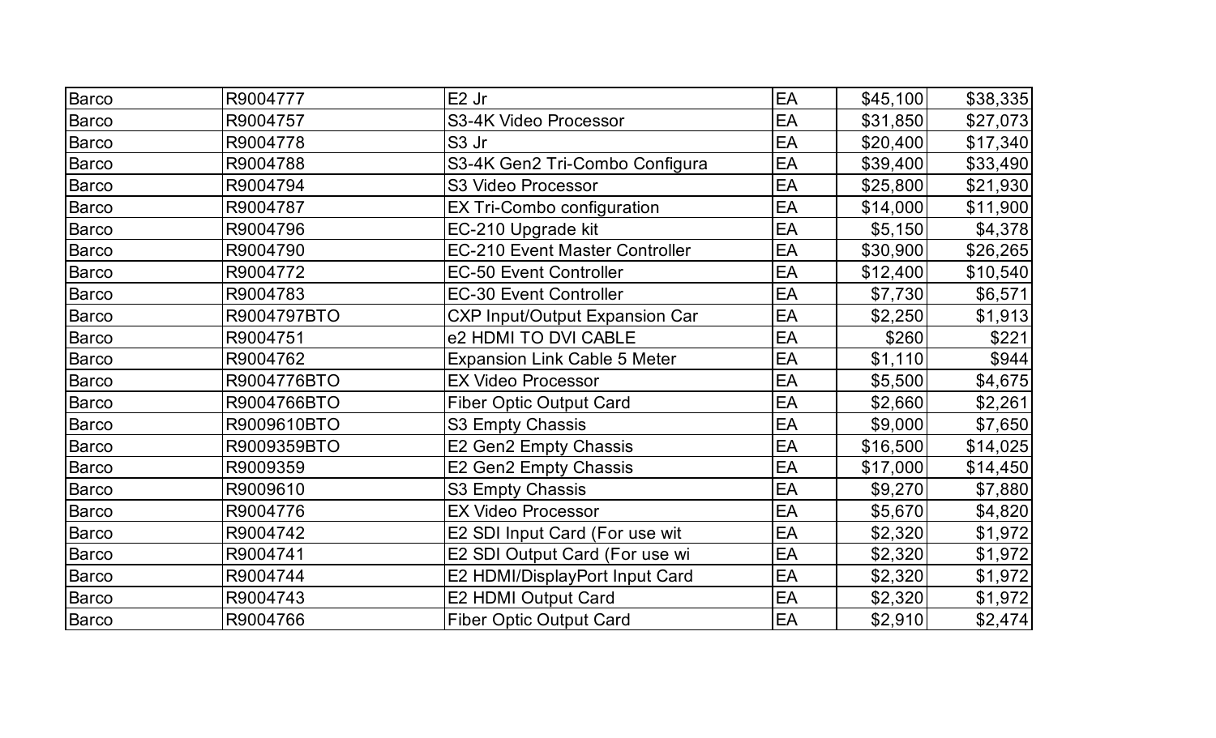| | | | | | |
|---|---|---|---|---|---|
| Barco | R9004777 | E2 Jr | EA | $45,100 | $38,335 |
| Barco | R9004757 | S3-4K Video Processor | EA | $31,850 | $27,073 |
| Barco | R9004778 | S3 Jr | EA | $20,400 | $17,340 |
| Barco | R9004788 | S3-4K Gen2 Tri-Combo Configura | EA | $39,400 | $33,490 |
| Barco | R9004794 | S3 Video Processor | EA | $25,800 | $21,930 |
| Barco | R9004787 | EX Tri-Combo configuration | EA | $14,000 | $11,900 |
| Barco | R9004796 | EC-210 Upgrade kit | EA | $5,150 | $4,378 |
| Barco | R9004790 | EC-210 Event Master Controller | EA | $30,900 | $26,265 |
| Barco | R9004772 | EC-50 Event Controller | EA | $12,400 | $10,540 |
| Barco | R9004783 | EC-30 Event Controller | EA | $7,730 | $6,571 |
| Barco | R9004797BTO | CXP Input/Output Expansion Car | EA | $2,250 | $1,913 |
| Barco | R9004751 | e2 HDMI TO DVI CABLE | EA | $260 | $221 |
| Barco | R9004762 | Expansion Link Cable 5 Meter | EA | $1,110 | $944 |
| Barco | R9004776BTO | EX Video Processor | EA | $5,500 | $4,675 |
| Barco | R9004766BTO | Fiber Optic Output Card | EA | $2,660 | $2,261 |
| Barco | R9009610BTO | S3 Empty Chassis | EA | $9,000 | $7,650 |
| Barco | R9009359BTO | E2 Gen2 Empty Chassis | EA | $16,500 | $14,025 |
| Barco | R9009359 | E2 Gen2 Empty Chassis | EA | $17,000 | $14,450 |
| Barco | R9009610 | S3 Empty Chassis | EA | $9,270 | $7,880 |
| Barco | R9004776 | EX Video Processor | EA | $5,670 | $4,820 |
| Barco | R9004742 | E2 SDI Input Card (For use wit | EA | $2,320 | $1,972 |
| Barco | R9004741 | E2 SDI Output Card (For use wi | EA | $2,320 | $1,972 |
| Barco | R9004744 | E2 HDMI/DisplayPort Input Card | EA | $2,320 | $1,972 |
| Barco | R9004743 | E2 HDMI Output Card | EA | $2,320 | $1,972 |
| Barco | R9004766 | Fiber Optic Output Card | EA | $2,910 | $2,474 |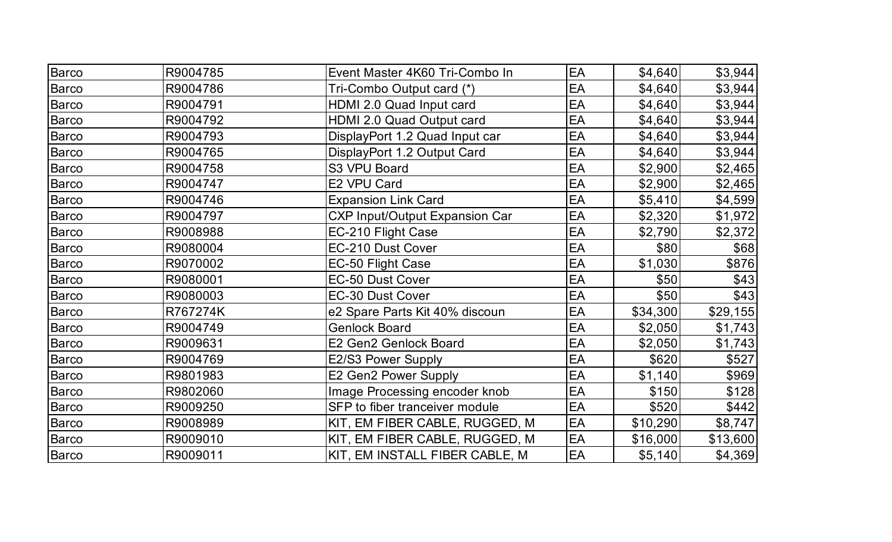| | | | | | |
|---|---|---|---|---|---|
| Barco | R9004785 | Event Master 4K60 Tri-Combo In | EA | $4,640 | $3,944 |
| Barco | R9004786 | Tri-Combo Output card (*) | EA | $4,640 | $3,944 |
| Barco | R9004791 | HDMI 2.0 Quad Input card | EA | $4,640 | $3,944 |
| Barco | R9004792 | HDMI 2.0 Quad Output card | EA | $4,640 | $3,944 |
| Barco | R9004793 | DisplayPort 1.2 Quad Input car | EA | $4,640 | $3,944 |
| Barco | R9004765 | DisplayPort 1.2 Output Card | EA | $4,640 | $3,944 |
| Barco | R9004758 | S3 VPU Board | EA | $2,900 | $2,465 |
| Barco | R9004747 | E2 VPU Card | EA | $2,900 | $2,465 |
| Barco | R9004746 | Expansion Link Card | EA | $5,410 | $4,599 |
| Barco | R9004797 | CXP Input/Output Expansion Car | EA | $2,320 | $1,972 |
| Barco | R9008988 | EC-210 Flight Case | EA | $2,790 | $2,372 |
| Barco | R9080004 | EC-210 Dust Cover | EA | $80 | $68 |
| Barco | R9070002 | EC-50 Flight Case | EA | $1,030 | $876 |
| Barco | R9080001 | EC-50 Dust Cover | EA | $50 | $43 |
| Barco | R9080003 | EC-30 Dust Cover | EA | $50 | $43 |
| Barco | R767274K | e2 Spare Parts Kit 40% discoun | EA | $34,300 | $29,155 |
| Barco | R9004749 | Genlock Board | EA | $2,050 | $1,743 |
| Barco | R9009631 | E2 Gen2 Genlock Board | EA | $2,050 | $1,743 |
| Barco | R9004769 | E2/S3 Power Supply | EA | $620 | $527 |
| Barco | R9801983 | E2 Gen2 Power Supply | EA | $1,140 | $969 |
| Barco | R9802060 | Image Processing encoder knob | EA | $150 | $128 |
| Barco | R9009250 | SFP to fiber tranceiver module | EA | $520 | $442 |
| Barco | R9008989 | KIT, EM FIBER CABLE, RUGGED, M | EA | $10,290 | $8,747 |
| Barco | R9009010 | KIT, EM FIBER CABLE, RUGGED, M | EA | $16,000 | $13,600 |
| Barco | R9009011 | KIT, EM INSTALL FIBER CABLE, M | EA | $5,140 | $4,369 |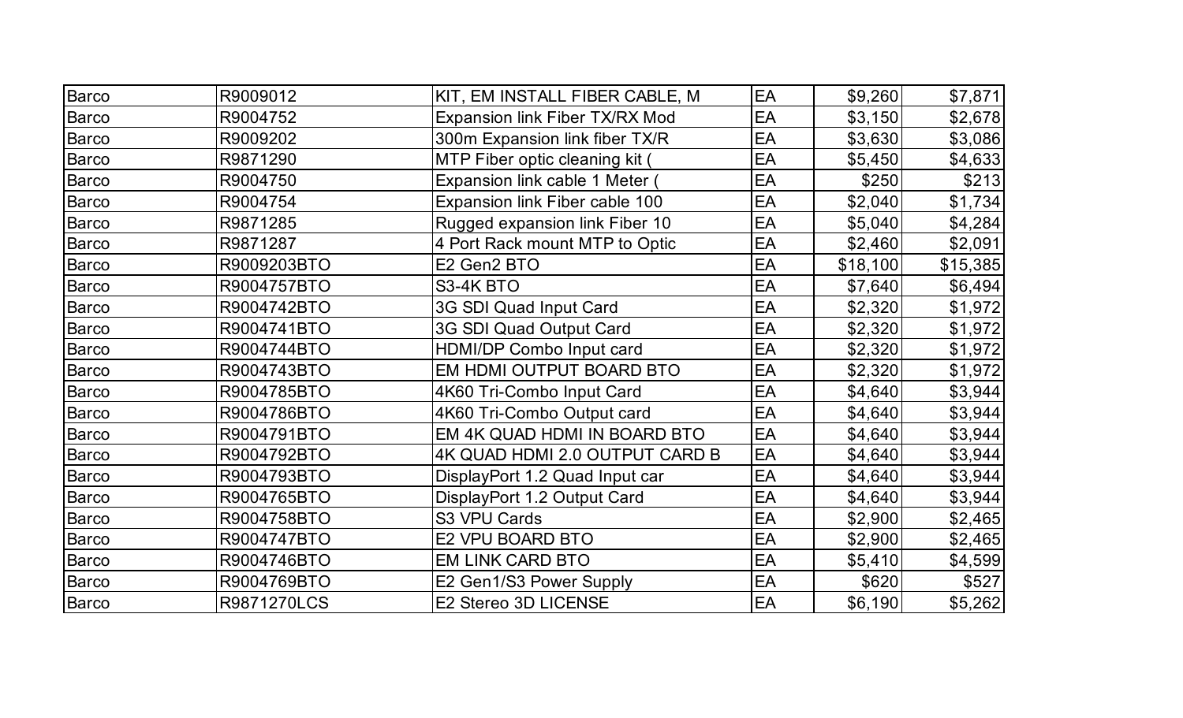| | | | | | |
|---|---|---|---|---|---|
| Barco | R9009012 | KIT, EM INSTALL FIBER CABLE, M | EA | $9,260 | $7,871 |
| Barco | R9004752 | Expansion link Fiber TX/RX Mod | EA | $3,150 | $2,678 |
| Barco | R9009202 | 300m Expansion link fiber TX/R | EA | $3,630 | $3,086 |
| Barco | R9871290 | MTP Fiber optic cleaning kit ( | EA | $5,450 | $4,633 |
| Barco | R9004750 | Expansion link cable 1 Meter ( | EA | $250 | $213 |
| Barco | R9004754 | Expansion link Fiber cable 100 | EA | $2,040 | $1,734 |
| Barco | R9871285 | Rugged expansion link Fiber 10 | EA | $5,040 | $4,284 |
| Barco | R9871287 | 4 Port Rack mount MTP to Optic | EA | $2,460 | $2,091 |
| Barco | R9009203BTO | E2 Gen2 BTO | EA | $18,100 | $15,385 |
| Barco | R9004757BTO | S3-4K BTO | EA | $7,640 | $6,494 |
| Barco | R9004742BTO | 3G SDI Quad Input Card | EA | $2,320 | $1,972 |
| Barco | R9004741BTO | 3G SDI Quad Output Card | EA | $2,320 | $1,972 |
| Barco | R9004744BTO | HDMI/DP Combo Input card | EA | $2,320 | $1,972 |
| Barco | R9004743BTO | EM HDMI OUTPUT BOARD BTO | EA | $2,320 | $1,972 |
| Barco | R9004785BTO | 4K60 Tri-Combo Input Card | EA | $4,640 | $3,944 |
| Barco | R9004786BTO | 4K60 Tri-Combo Output card | EA | $4,640 | $3,944 |
| Barco | R9004791BTO | EM 4K QUAD HDMI IN BOARD BTO | EA | $4,640 | $3,944 |
| Barco | R9004792BTO | 4K QUAD HDMI 2.0 OUTPUT CARD B | EA | $4,640 | $3,944 |
| Barco | R9004793BTO | DisplayPort 1.2 Quad Input car | EA | $4,640 | $3,944 |
| Barco | R9004765BTO | DisplayPort 1.2 Output Card | EA | $4,640 | $3,944 |
| Barco | R9004758BTO | S3 VPU Cards | EA | $2,900 | $2,465 |
| Barco | R9004747BTO | E2 VPU BOARD BTO | EA | $2,900 | $2,465 |
| Barco | R9004746BTO | EM LINK CARD BTO | EA | $5,410 | $4,599 |
| Barco | R9004769BTO | E2 Gen1/S3 Power Supply | EA | $620 | $527 |
| Barco | R9871270LCS | E2 Stereo 3D LICENSE | EA | $6,190 | $5,262 |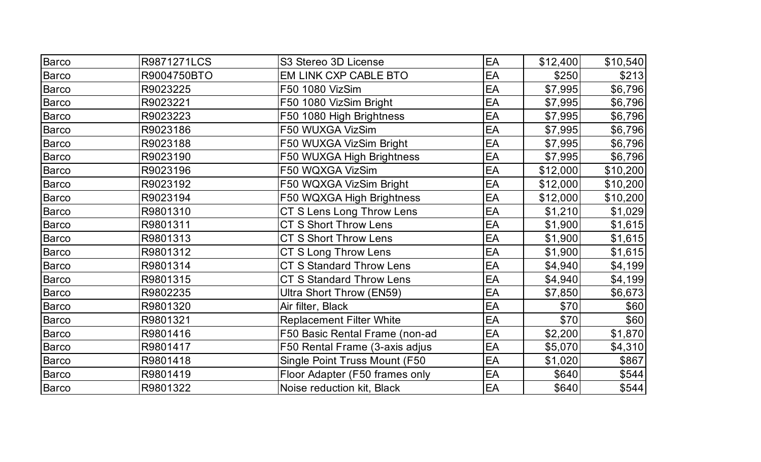| | | | | | |
|---|---|---|---|---|---|
| Barco | R9871271LCS | S3 Stereo 3D License | EA | $12,400 | $10,540 |
| Barco | R9004750BTO | EM LINK CXP CABLE BTO | EA | $250 | $213 |
| Barco | R9023225 | F50 1080 VizSim | EA | $7,995 | $6,796 |
| Barco | R9023221 | F50 1080 VizSim Bright | EA | $7,995 | $6,796 |
| Barco | R9023223 | F50 1080 High Brightness | EA | $7,995 | $6,796 |
| Barco | R9023186 | F50 WUXGA VizSim | EA | $7,995 | $6,796 |
| Barco | R9023188 | F50 WUXGA VizSim Bright | EA | $7,995 | $6,796 |
| Barco | R9023190 | F50 WUXGA High Brightness | EA | $7,995 | $6,796 |
| Barco | R9023196 | F50 WQXGA VizSim | EA | $12,000 | $10,200 |
| Barco | R9023192 | F50 WQXGA VizSim Bright | EA | $12,000 | $10,200 |
| Barco | R9023194 | F50 WQXGA High Brightness | EA | $12,000 | $10,200 |
| Barco | R9801310 | CT S Lens Long Throw Lens | EA | $1,210 | $1,029 |
| Barco | R9801311 | CT S Short Throw Lens | EA | $1,900 | $1,615 |
| Barco | R9801313 | CT S Short Throw Lens | EA | $1,900 | $1,615 |
| Barco | R9801312 | CT S Long Throw Lens | EA | $1,900 | $1,615 |
| Barco | R9801314 | CT S Standard Throw Lens | EA | $4,940 | $4,199 |
| Barco | R9801315 | CT S Standard Throw Lens | EA | $4,940 | $4,199 |
| Barco | R9802235 | Ultra Short Throw (EN59) | EA | $7,850 | $6,673 |
| Barco | R9801320 | Air filter, Black | EA | $70 | $60 |
| Barco | R9801321 | Replacement Filter White | EA | $70 | $60 |
| Barco | R9801416 | F50 Basic Rental Frame (non-ad | EA | $2,200 | $1,870 |
| Barco | R9801417 | F50 Rental Frame (3-axis adjus | EA | $5,070 | $4,310 |
| Barco | R9801418 | Single Point Truss Mount (F50 | EA | $1,020 | $867 |
| Barco | R9801419 | Floor Adapter (F50 frames only | EA | $640 | $544 |
| Barco | R9801322 | Noise reduction kit, Black | EA | $640 | $544 |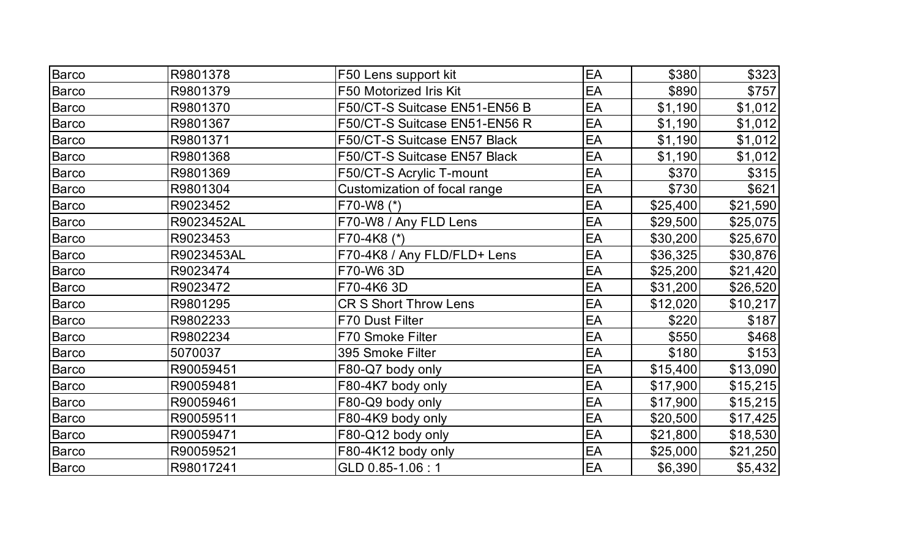| | | | | | |
|---|---|---|---|---|---|
| Barco | R9801378 | F50 Lens support kit | EA | $380 | $323 |
| Barco | R9801379 | F50 Motorized Iris Kit | EA | $890 | $757 |
| Barco | R9801370 | F50/CT-S Suitcase EN51-EN56 B | EA | $1,190 | $1,012 |
| Barco | R9801367 | F50/CT-S Suitcase EN51-EN56 R | EA | $1,190 | $1,012 |
| Barco | R9801371 | F50/CT-S Suitcase EN57 Black | EA | $1,190 | $1,012 |
| Barco | R9801368 | F50/CT-S Suitcase EN57 Black | EA | $1,190 | $1,012 |
| Barco | R9801369 | F50/CT-S Acrylic T-mount | EA | $370 | $315 |
| Barco | R9801304 | Customization of focal range | EA | $730 | $621 |
| Barco | R9023452 | F70-W8 (*) | EA | $25,400 | $21,590 |
| Barco | R9023452AL | F70-W8 / Any FLD Lens | EA | $29,500 | $25,075 |
| Barco | R9023453 | F70-4K8 (*) | EA | $30,200 | $25,670 |
| Barco | R9023453AL | F70-4K8 / Any FLD/FLD+ Lens | EA | $36,325 | $30,876 |
| Barco | R9023474 | F70-W6 3D | EA | $25,200 | $21,420 |
| Barco | R9023472 | F70-4K6 3D | EA | $31,200 | $26,520 |
| Barco | R9801295 | CR S Short Throw Lens | EA | $12,020 | $10,217 |
| Barco | R9802233 | F70 Dust Filter | EA | $220 | $187 |
| Barco | R9802234 | F70 Smoke Filter | EA | $550 | $468 |
| Barco | 5070037 | 395 Smoke Filter | EA | $180 | $153 |
| Barco | R90059451 | F80-Q7 body only | EA | $15,400 | $13,090 |
| Barco | R90059481 | F80-4K7 body only | EA | $17,900 | $15,215 |
| Barco | R90059461 | F80-Q9 body only | EA | $17,900 | $15,215 |
| Barco | R90059511 | F80-4K9 body only | EA | $20,500 | $17,425 |
| Barco | R90059471 | F80-Q12 body only | EA | $21,800 | $18,530 |
| Barco | R90059521 | F80-4K12 body only | EA | $25,000 | $21,250 |
| Barco | R98017241 | GLD 0.85-1.06 : 1 | EA | $6,390 | $5,432 |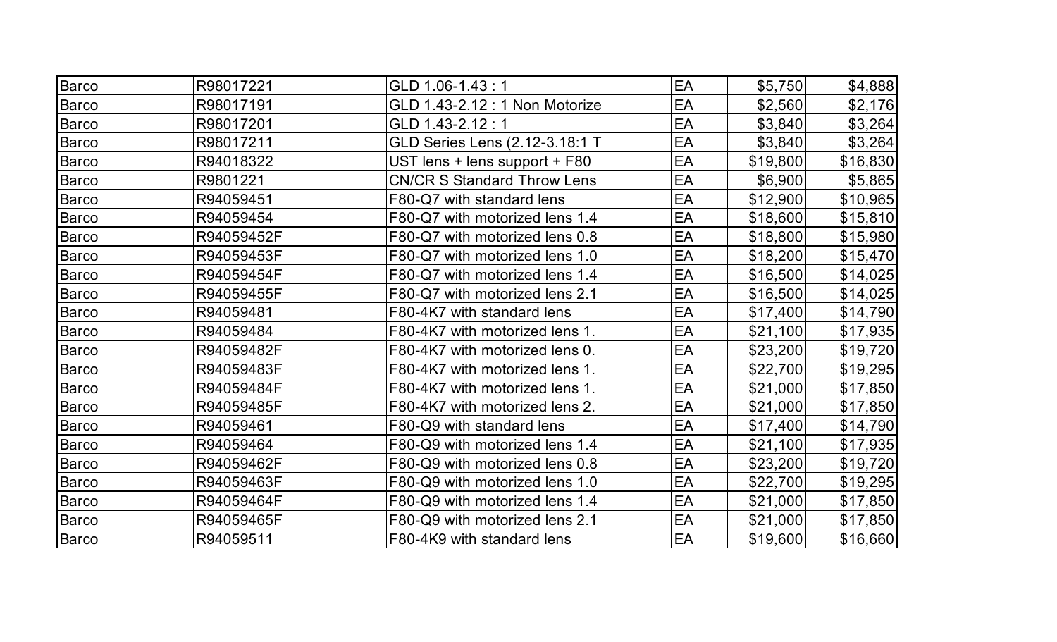| | | | | | |
|---|---|---|---|---|---|
| Barco | R98017221 | GLD 1.06-1.43 : 1 | EA | $5,750 | $4,888 |
| Barco | R98017191 | GLD 1.43-2.12 : 1 Non Motorize | EA | $2,560 | $2,176 |
| Barco | R98017201 | GLD 1.43-2.12 : 1 | EA | $3,840 | $3,264 |
| Barco | R98017211 | GLD Series Lens (2.12-3.18:1 T | EA | $3,840 | $3,264 |
| Barco | R94018322 | UST lens + lens support + F80 | EA | $19,800 | $16,830 |
| Barco | R9801221 | CN/CR S Standard Throw Lens | EA | $6,900 | $5,865 |
| Barco | R94059451 | F80-Q7 with standard lens | EA | $12,900 | $10,965 |
| Barco | R94059454 | F80-Q7 with motorized lens 1.4 | EA | $18,600 | $15,810 |
| Barco | R94059452F | F80-Q7 with motorized lens 0.8 | EA | $18,800 | $15,980 |
| Barco | R94059453F | F80-Q7 with motorized lens 1.0 | EA | $18,200 | $15,470 |
| Barco | R94059454F | F80-Q7 with motorized lens 1.4 | EA | $16,500 | $14,025 |
| Barco | R94059455F | F80-Q7 with motorized lens 2.1 | EA | $16,500 | $14,025 |
| Barco | R94059481 | F80-4K7 with standard lens | EA | $17,400 | $14,790 |
| Barco | R94059484 | F80-4K7 with motorized lens 1. | EA | $21,100 | $17,935 |
| Barco | R94059482F | F80-4K7 with motorized lens 0. | EA | $23,200 | $19,720 |
| Barco | R94059483F | F80-4K7 with motorized lens 1. | EA | $22,700 | $19,295 |
| Barco | R94059484F | F80-4K7 with motorized lens 1. | EA | $21,000 | $17,850 |
| Barco | R94059485F | F80-4K7 with motorized lens 2. | EA | $21,000 | $17,850 |
| Barco | R94059461 | F80-Q9 with standard lens | EA | $17,400 | $14,790 |
| Barco | R94059464 | F80-Q9 with motorized lens 1.4 | EA | $21,100 | $17,935 |
| Barco | R94059462F | F80-Q9 with motorized lens 0.8 | EA | $23,200 | $19,720 |
| Barco | R94059463F | F80-Q9 with motorized lens 1.0 | EA | $22,700 | $19,295 |
| Barco | R94059464F | F80-Q9 with motorized lens 1.4 | EA | $21,000 | $17,850 |
| Barco | R94059465F | F80-Q9 with motorized lens 2.1 | EA | $21,000 | $17,850 |
| Barco | R94059511 | F80-4K9 with standard lens | EA | $19,600 | $16,660 |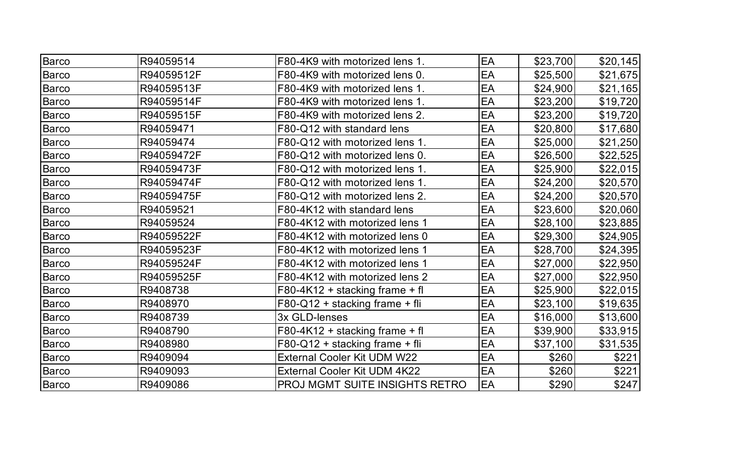| | | | | | |
|---|---|---|---|---|---|
| Barco | R94059514 | F80-4K9 with motorized lens 1. | EA | $23,700 | $20,145 |
| Barco | R94059512F | F80-4K9 with motorized lens 0. | EA | $25,500 | $21,675 |
| Barco | R94059513F | F80-4K9 with motorized lens 1. | EA | $24,900 | $21,165 |
| Barco | R94059514F | F80-4K9 with motorized lens 1. | EA | $23,200 | $19,720 |
| Barco | R94059515F | F80-4K9 with motorized lens 2. | EA | $23,200 | $19,720 |
| Barco | R94059471 | F80-Q12 with standard lens | EA | $20,800 | $17,680 |
| Barco | R94059474 | F80-Q12 with motorized lens 1. | EA | $25,000 | $21,250 |
| Barco | R94059472F | F80-Q12 with motorized lens 0. | EA | $26,500 | $22,525 |
| Barco | R94059473F | F80-Q12 with motorized lens 1. | EA | $25,900 | $22,015 |
| Barco | R94059474F | F80-Q12 with motorized lens 1. | EA | $24,200 | $20,570 |
| Barco | R94059475F | F80-Q12 with motorized lens 2. | EA | $24,200 | $20,570 |
| Barco | R94059521 | F80-4K12 with standard lens | EA | $23,600 | $20,060 |
| Barco | R94059524 | F80-4K12 with motorized lens 1 | EA | $28,100 | $23,885 |
| Barco | R94059522F | F80-4K12 with motorized lens 0 | EA | $29,300 | $24,905 |
| Barco | R94059523F | F80-4K12 with motorized lens 1 | EA | $28,700 | $24,395 |
| Barco | R94059524F | F80-4K12 with motorized lens 1 | EA | $27,000 | $22,950 |
| Barco | R94059525F | F80-4K12 with motorized lens 2 | EA | $27,000 | $22,950 |
| Barco | R9408738 | F80-4K12 + stacking frame + fl | EA | $25,900 | $22,015 |
| Barco | R9408970 | F80-Q12 + stacking frame + fli | EA | $23,100 | $19,635 |
| Barco | R9408739 | 3x GLD-lenses | EA | $16,000 | $13,600 |
| Barco | R9408790 | F80-4K12 + stacking frame + fl | EA | $39,900 | $33,915 |
| Barco | R9408980 | F80-Q12 + stacking frame + fli | EA | $37,100 | $31,535 |
| Barco | R9409094 | External Cooler Kit UDM W22 | EA | $260 | $221 |
| Barco | R9409093 | External Cooler Kit UDM 4K22 | EA | $260 | $221 |
| Barco | R9409086 | PROJ MGMT SUITE INSIGHTS RETRO | EA | $290 | $247 |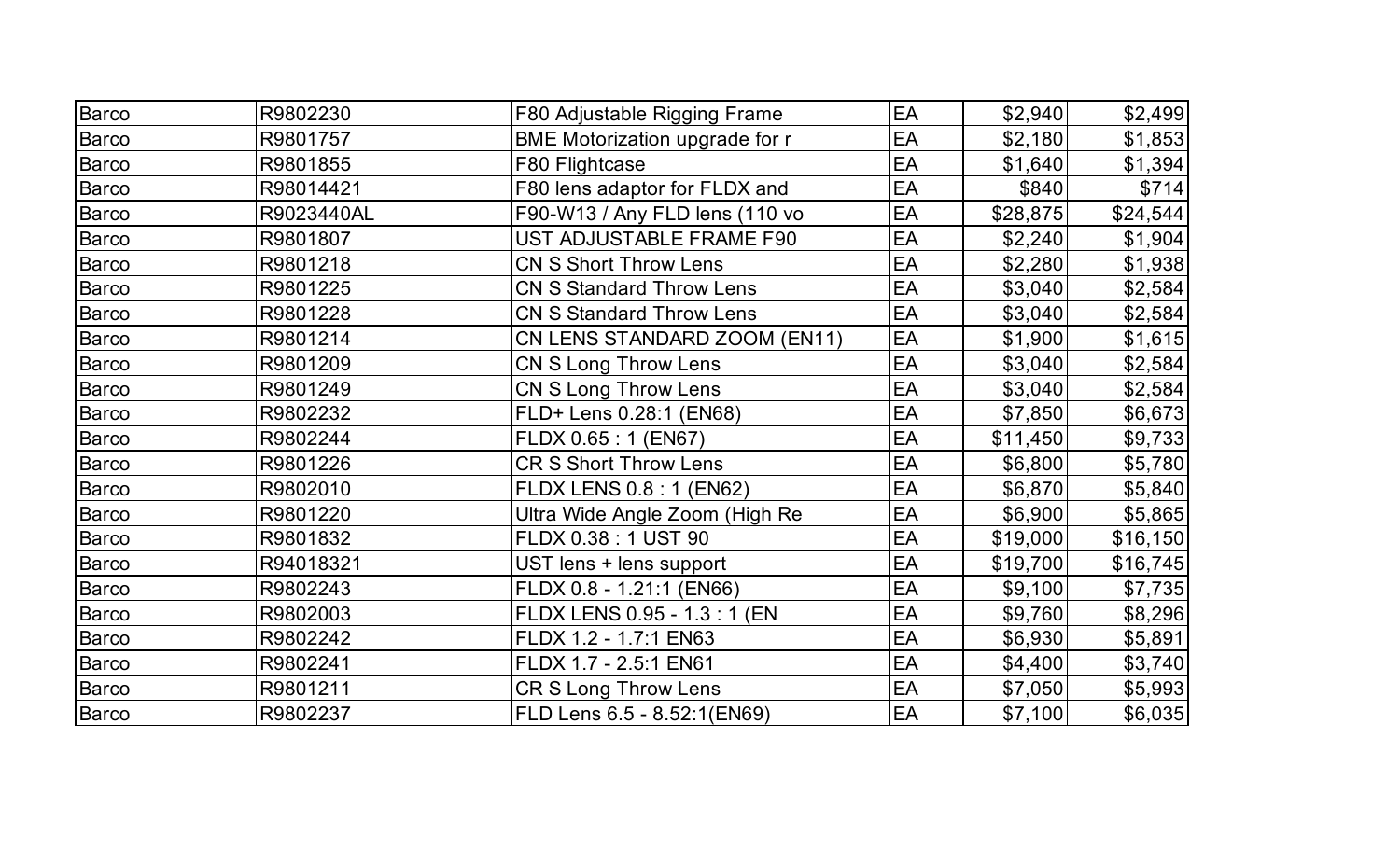| | | | | | |
|---|---|---|---|---|---|
| Barco | R9802230 | F80 Adjustable Rigging Frame | EA | $2,940 | $2,499 |
| Barco | R9801757 | BME Motorization upgrade for r | EA | $2,180 | $1,853 |
| Barco | R9801855 | F80 Flightcase | EA | $1,640 | $1,394 |
| Barco | R98014421 | F80 lens adaptor for FLDX and | EA | $840 | $714 |
| Barco | R9023440AL | F90-W13 / Any FLD lens (110 vo | EA | $28,875 | $24,544 |
| Barco | R9801807 | UST ADJUSTABLE FRAME F90 | EA | $2,240 | $1,904 |
| Barco | R9801218 | CN S Short Throw Lens | EA | $2,280 | $1,938 |
| Barco | R9801225 | CN S Standard Throw Lens | EA | $3,040 | $2,584 |
| Barco | R9801228 | CN S Standard Throw Lens | EA | $3,040 | $2,584 |
| Barco | R9801214 | CN LENS STANDARD ZOOM (EN11) | EA | $1,900 | $1,615 |
| Barco | R9801209 | CN S Long Throw Lens | EA | $3,040 | $2,584 |
| Barco | R9801249 | CN S Long Throw Lens | EA | $3,040 | $2,584 |
| Barco | R9802232 | FLD+ Lens 0.28:1 (EN68) | EA | $7,850 | $6,673 |
| Barco | R9802244 | FLDX 0.65 : 1 (EN67) | EA | $11,450 | $9,733 |
| Barco | R9801226 | CR S Short Throw Lens | EA | $6,800 | $5,780 |
| Barco | R9802010 | FLDX LENS 0.8 : 1 (EN62) | EA | $6,870 | $5,840 |
| Barco | R9801220 | Ultra Wide Angle Zoom (High Re | EA | $6,900 | $5,865 |
| Barco | R9801832 | FLDX 0.38 : 1 UST 90 | EA | $19,000 | $16,150 |
| Barco | R94018321 | UST lens + lens support | EA | $19,700 | $16,745 |
| Barco | R9802243 | FLDX 0.8 - 1.21:1 (EN66) | EA | $9,100 | $7,735 |
| Barco | R9802003 | FLDX LENS 0.95 - 1.3 : 1 (EN | EA | $9,760 | $8,296 |
| Barco | R9802242 | FLDX 1.2 - 1.7:1 EN63 | EA | $6,930 | $5,891 |
| Barco | R9802241 | FLDX 1.7 - 2.5:1 EN61 | EA | $4,400 | $3,740 |
| Barco | R9801211 | CR S Long Throw Lens | EA | $7,050 | $5,993 |
| Barco | R9802237 | FLD Lens 6.5 - 8.52:1(EN69) | EA | $7,100 | $6,035 |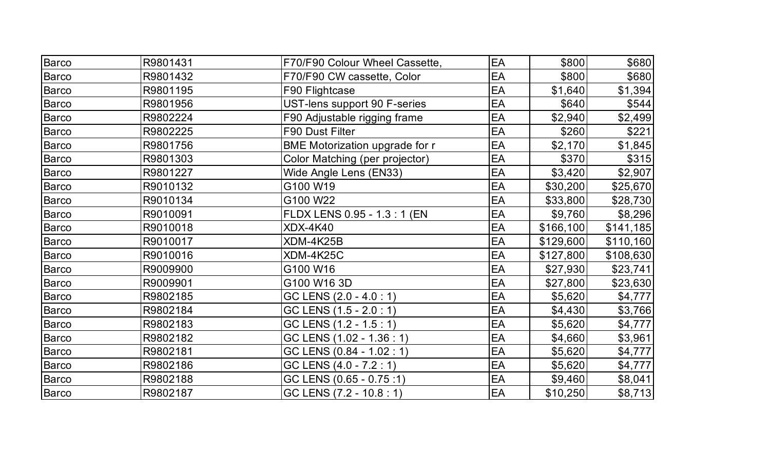| | | | | | |
|---|---|---|---|---|---|
| Barco | R9801431 | F70/F90 Colour Wheel Cassette, | EA | $800 | $680 |
| Barco | R9801432 | F70/F90 CW cassette, Color | EA | $800 | $680 |
| Barco | R9801195 | F90 Flightcase | EA | $1,640 | $1,394 |
| Barco | R9801956 | UST-lens support 90 F-series | EA | $640 | $544 |
| Barco | R9802224 | F90 Adjustable rigging frame | EA | $2,940 | $2,499 |
| Barco | R9802225 | F90 Dust Filter | EA | $260 | $221 |
| Barco | R9801756 | BME Motorization upgrade for r | EA | $2,170 | $1,845 |
| Barco | R9801303 | Color Matching (per projector) | EA | $370 | $315 |
| Barco | R9801227 | Wide Angle Lens (EN33) | EA | $3,420 | $2,907 |
| Barco | R9010132 | G100 W19 | EA | $30,200 | $25,670 |
| Barco | R9010134 | G100 W22 | EA | $33,800 | $28,730 |
| Barco | R9010091 | FLDX LENS 0.95 - 1.3 : 1 (EN | EA | $9,760 | $8,296 |
| Barco | R9010018 | XDX-4K40 | EA | $166,100 | $141,185 |
| Barco | R9010017 | XDM-4K25B | EA | $129,600 | $110,160 |
| Barco | R9010016 | XDM-4K25C | EA | $127,800 | $108,630 |
| Barco | R9009900 | G100 W16 | EA | $27,930 | $23,741 |
| Barco | R9009901 | G100 W16 3D | EA | $27,800 | $23,630 |
| Barco | R9802185 | GC LENS (2.0 - 4.0 : 1) | EA | $5,620 | $4,777 |
| Barco | R9802184 | GC LENS (1.5 - 2.0 : 1) | EA | $4,430 | $3,766 |
| Barco | R9802183 | GC LENS (1.2 - 1.5 : 1) | EA | $5,620 | $4,777 |
| Barco | R9802182 | GC LENS (1.02 - 1.36 : 1) | EA | $4,660 | $3,961 |
| Barco | R9802181 | GC LENS (0.84 - 1.02 : 1) | EA | $5,620 | $4,777 |
| Barco | R9802186 | GC LENS (4.0 - 7.2 : 1) | EA | $5,620 | $4,777 |
| Barco | R9802188 | GC LENS (0.65 - 0.75 :1) | EA | $9,460 | $8,041 |
| Barco | R9802187 | GC LENS (7.2 - 10.8 : 1) | EA | $10,250 | $8,713 |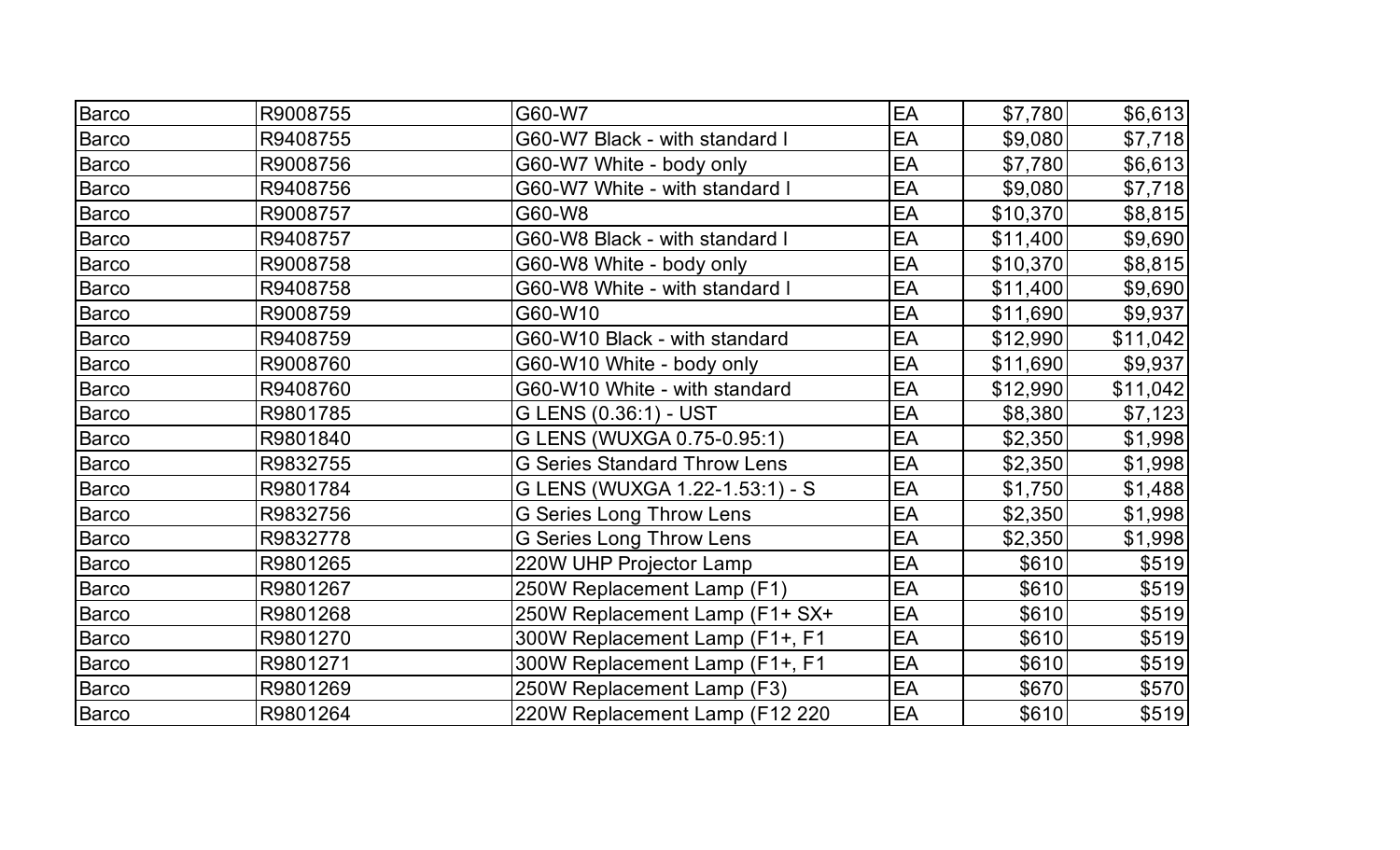| | | | | | |
|---|---|---|---|---|---|
| Barco | R9008755 | G60-W7 | EA | $7,780 | $6,613 |
| Barco | R9408755 | G60-W7 Black - with standard l | EA | $9,080 | $7,718 |
| Barco | R9008756 | G60-W7 White - body only | EA | $7,780 | $6,613 |
| Barco | R9408756 | G60-W7 White - with standard l | EA | $9,080 | $7,718 |
| Barco | R9008757 | G60-W8 | EA | $10,370 | $8,815 |
| Barco | R9408757 | G60-W8 Black - with standard l | EA | $11,400 | $9,690 |
| Barco | R9008758 | G60-W8 White - body only | EA | $10,370 | $8,815 |
| Barco | R9408758 | G60-W8 White - with standard l | EA | $11,400 | $9,690 |
| Barco | R9008759 | G60-W10 | EA | $11,690 | $9,937 |
| Barco | R9408759 | G60-W10 Black - with standard | EA | $12,990 | $11,042 |
| Barco | R9008760 | G60-W10 White - body only | EA | $11,690 | $9,937 |
| Barco | R9408760 | G60-W10 White - with standard | EA | $12,990 | $11,042 |
| Barco | R9801785 | G LENS (0.36:1) - UST | EA | $8,380 | $7,123 |
| Barco | R9801840 | G LENS (WUXGA 0.75-0.95:1) | EA | $2,350 | $1,998 |
| Barco | R9832755 | G Series Standard Throw Lens | EA | $2,350 | $1,998 |
| Barco | R9801784 | G LENS (WUXGA 1.22-1.53:1) - S | EA | $1,750 | $1,488 |
| Barco | R9832756 | G Series Long Throw Lens | EA | $2,350 | $1,998 |
| Barco | R9832778 | G Series Long Throw Lens | EA | $2,350 | $1,998 |
| Barco | R9801265 | 220W UHP Projector Lamp | EA | $610 | $519 |
| Barco | R9801267 | 250W Replacement Lamp (F1) | EA | $610 | $519 |
| Barco | R9801268 | 250W Replacement Lamp (F1+ SX+ | EA | $610 | $519 |
| Barco | R9801270 | 300W Replacement Lamp (F1+, F1 | EA | $610 | $519 |
| Barco | R9801271 | 300W Replacement Lamp (F1+, F1 | EA | $610 | $519 |
| Barco | R9801269 | 250W Replacement Lamp (F3) | EA | $670 | $570 |
| Barco | R9801264 | 220W Replacement Lamp (F12 220 | EA | $610 | $519 |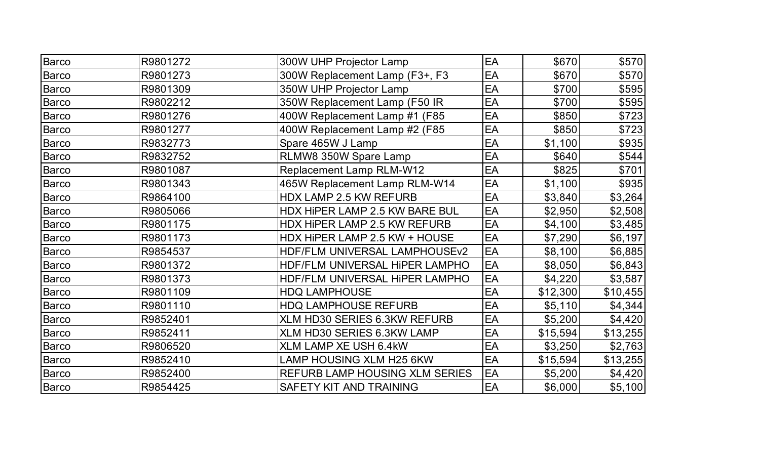| | | | | | |
|---|---|---|---|---|---|
| Barco | R9801272 | 300W UHP Projector Lamp | EA | $670 | $570 |
| Barco | R9801273 | 300W Replacement Lamp (F3+, F3 | EA | $670 | $570 |
| Barco | R9801309 | 350W UHP Projector Lamp | EA | $700 | $595 |
| Barco | R9802212 | 350W Replacement Lamp (F50 IR | EA | $700 | $595 |
| Barco | R9801276 | 400W Replacement Lamp #1 (F85 | EA | $850 | $723 |
| Barco | R9801277 | 400W Replacement Lamp #2 (F85 | EA | $850 | $723 |
| Barco | R9832773 | Spare 465W J Lamp | EA | $1,100 | $935 |
| Barco | R9832752 | RLMW8 350W Spare Lamp | EA | $640 | $544 |
| Barco | R9801087 | Replacement Lamp RLM-W12 | EA | $825 | $701 |
| Barco | R9801343 | 465W Replacement Lamp RLM-W14 | EA | $1,100 | $935 |
| Barco | R9864100 | HDX LAMP 2.5 KW REFURB | EA | $3,840 | $3,264 |
| Barco | R9805066 | HDX HiPER LAMP 2.5 KW BARE BUL | EA | $2,950 | $2,508 |
| Barco | R9801175 | HDX HiPER LAMP 2.5 KW REFURB | EA | $4,100 | $3,485 |
| Barco | R9801173 | HDX HiPER LAMP 2.5 KW + HOUSE | EA | $7,290 | $6,197 |
| Barco | R9854537 | HDF/FLM UNIVERSAL LAMPHOUSEv2 | EA | $8,100 | $6,885 |
| Barco | R9801372 | HDF/FLM UNIVERSAL HiPER LAMPHO | EA | $8,050 | $6,843 |
| Barco | R9801373 | HDF/FLM UNIVERSAL HiPER LAMPHO | EA | $4,220 | $3,587 |
| Barco | R9801109 | HDQ LAMPHOUSE | EA | $12,300 | $10,455 |
| Barco | R9801110 | HDQ LAMPHOUSE REFURB | EA | $5,110 | $4,344 |
| Barco | R9852401 | XLM HD30 SERIES 6.3KW REFURB | EA | $5,200 | $4,420 |
| Barco | R9852411 | XLM HD30 SERIES 6.3KW LAMP | EA | $15,594 | $13,255 |
| Barco | R9806520 | XLM LAMP XE USH 6.4kW | EA | $3,250 | $2,763 |
| Barco | R9852410 | LAMP HOUSING XLM H25 6KW | EA | $15,594 | $13,255 |
| Barco | R9852400 | REFURB LAMP HOUSING XLM SERIES | EA | $5,200 | $4,420 |
| Barco | R9854425 | SAFETY KIT AND TRAINING | EA | $6,000 | $5,100 |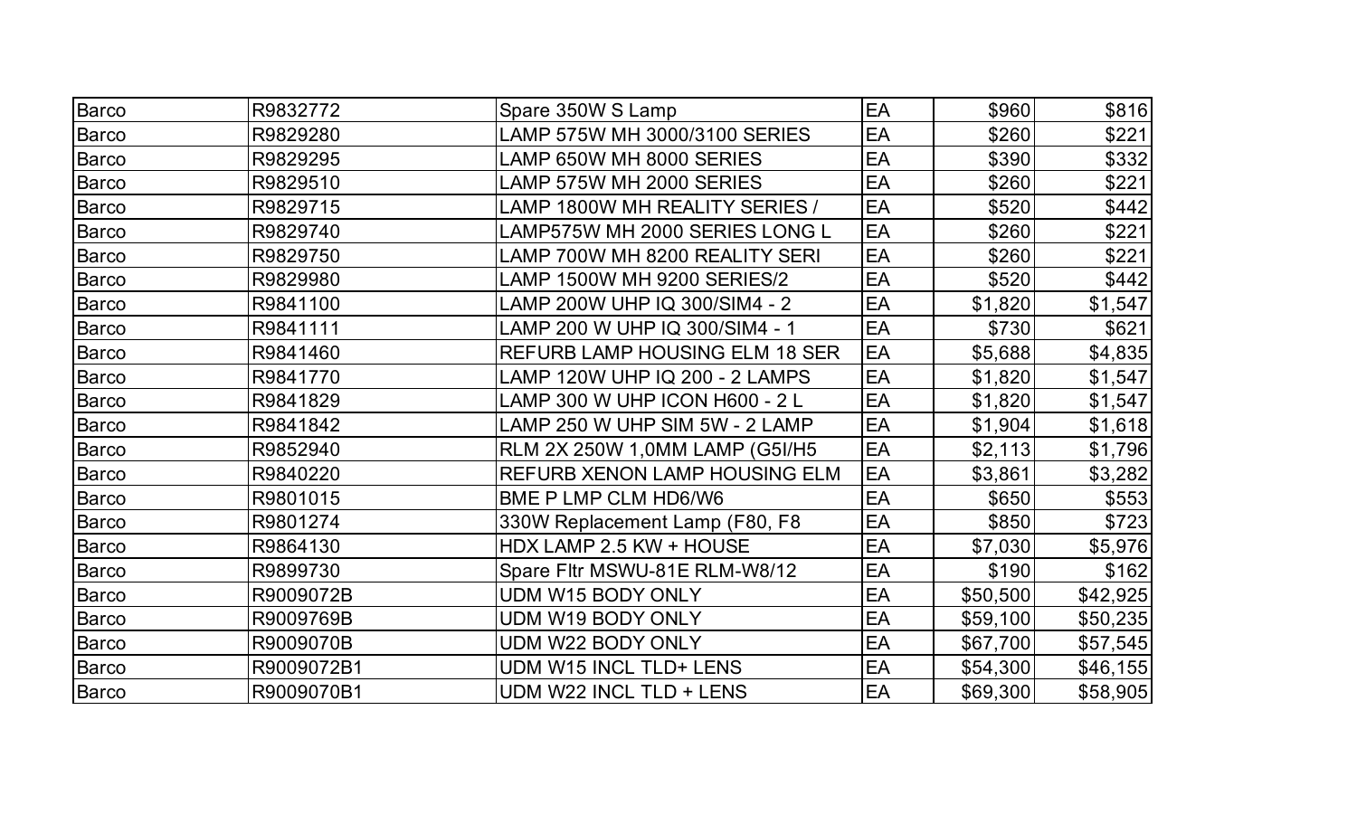| | | | | | |
|---|---|---|---|---|---|
| Barco | R9832772 | Spare 350W S Lamp | EA | $960 | $816 |
| Barco | R9829280 | LAMP 575W MH 3000/3100 SERIES | EA | $260 | $221 |
| Barco | R9829295 | LAMP 650W MH 8000 SERIES | EA | $390 | $332 |
| Barco | R9829510 | LAMP 575W MH 2000 SERIES | EA | $260 | $221 |
| Barco | R9829715 | LAMP 1800W MH REALITY SERIES / | EA | $520 | $442 |
| Barco | R9829740 | LAMP575W MH 2000 SERIES LONG L | EA | $260 | $221 |
| Barco | R9829750 | LAMP 700W MH 8200 REALITY SERI | EA | $260 | $221 |
| Barco | R9829980 | LAMP 1500W MH 9200 SERIES/2 | EA | $520 | $442 |
| Barco | R9841100 | LAMP 200W UHP IQ 300/SIM4 - 2 | EA | $1,820 | $1,547 |
| Barco | R9841111 | LAMP 200 W UHP IQ 300/SIM4 - 1 | EA | $730 | $621 |
| Barco | R9841460 | REFURB LAMP HOUSING ELM 18 SER | EA | $5,688 | $4,835 |
| Barco | R9841770 | LAMP 120W UHP IQ 200 - 2 LAMPS | EA | $1,820 | $1,547 |
| Barco | R9841829 | LAMP 300 W UHP ICON H600 - 2 L | EA | $1,820 | $1,547 |
| Barco | R9841842 | LAMP 250 W UHP SIM 5W - 2 LAMP | EA | $1,904 | $1,618 |
| Barco | R9852940 | RLM 2X 250W 1,0MM LAMP (G5I/H5 | EA | $2,113 | $1,796 |
| Barco | R9840220 | REFURB XENON LAMP HOUSING ELM | EA | $3,861 | $3,282 |
| Barco | R9801015 | BME P LMP CLM HD6/W6 | EA | $650 | $553 |
| Barco | R9801274 | 330W Replacement Lamp (F80, F8 | EA | $850 | $723 |
| Barco | R9864130 | HDX LAMP 2.5 KW + HOUSE | EA | $7,030 | $5,976 |
| Barco | R9899730 | Spare Fltr MSWU-81E RLM-W8/12 | EA | $190 | $162 |
| Barco | R9009072B | UDM W15 BODY ONLY | EA | $50,500 | $42,925 |
| Barco | R9009769B | UDM W19 BODY ONLY | EA | $59,100 | $50,235 |
| Barco | R9009070B | UDM W22 BODY ONLY | EA | $67,700 | $57,545 |
| Barco | R9009072B1 | UDM W15 INCL TLD+ LENS | EA | $54,300 | $46,155 |
| Barco | R9009070B1 | UDM W22 INCL TLD + LENS | EA | $69,300 | $58,905 |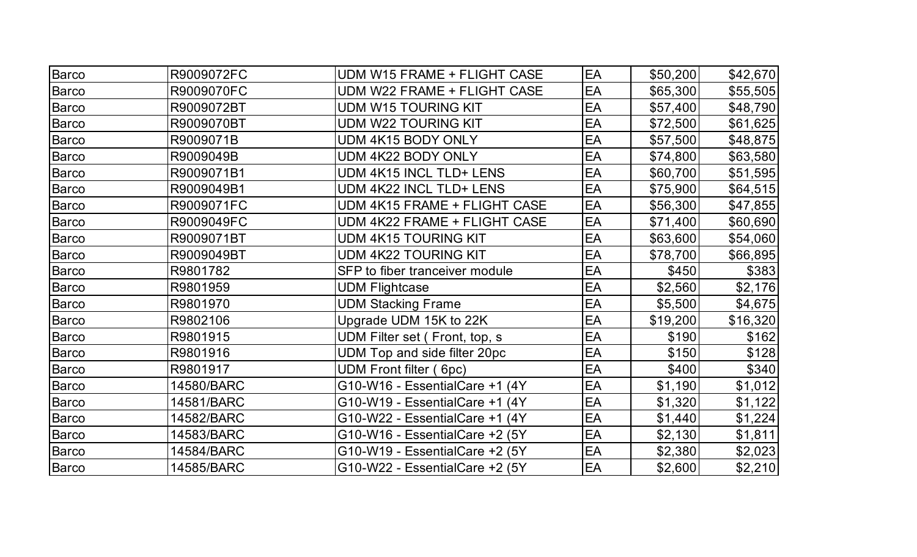| | | | | | |
|---|---|---|---|---|---|
| Barco | R9009072FC | UDM W15 FRAME + FLIGHT CASE | EA | $50,200 | $42,670 |
| Barco | R9009070FC | UDM W22 FRAME + FLIGHT CASE | EA | $65,300 | $55,505 |
| Barco | R9009072BT | UDM W15 TOURING KIT | EA | $57,400 | $48,790 |
| Barco | R9009070BT | UDM W22 TOURING KIT | EA | $72,500 | $61,625 |
| Barco | R9009071B | UDM 4K15 BODY ONLY | EA | $57,500 | $48,875 |
| Barco | R9009049B | UDM 4K22 BODY ONLY | EA | $74,800 | $63,580 |
| Barco | R9009071B1 | UDM 4K15 INCL TLD+ LENS | EA | $60,700 | $51,595 |
| Barco | R9009049B1 | UDM 4K22 INCL TLD+ LENS | EA | $75,900 | $64,515 |
| Barco | R9009071FC | UDM 4K15 FRAME + FLIGHT CASE | EA | $56,300 | $47,855 |
| Barco | R9009049FC | UDM 4K22 FRAME + FLIGHT CASE | EA | $71,400 | $60,690 |
| Barco | R9009071BT | UDM 4K15 TOURING KIT | EA | $63,600 | $54,060 |
| Barco | R9009049BT | UDM 4K22 TOURING KIT | EA | $78,700 | $66,895 |
| Barco | R9801782 | SFP to fiber tranceiver module | EA | $450 | $383 |
| Barco | R9801959 | UDM Flightcase | EA | $2,560 | $2,176 |
| Barco | R9801970 | UDM Stacking Frame | EA | $5,500 | $4,675 |
| Barco | R9802106 | Upgrade UDM 15K to 22K | EA | $19,200 | $16,320 |
| Barco | R9801915 | UDM Filter set ( Front, top, s | EA | $190 | $162 |
| Barco | R9801916 | UDM Top and side filter 20pc | EA | $150 | $128 |
| Barco | R9801917 | UDM Front filter ( 6pc) | EA | $400 | $340 |
| Barco | 14580/BARC | G10-W16 - EssentialCare +1 (4Y | EA | $1,190 | $1,012 |
| Barco | 14581/BARC | G10-W19 - EssentialCare +1 (4Y | EA | $1,320 | $1,122 |
| Barco | 14582/BARC | G10-W22 - EssentialCare +1 (4Y | EA | $1,440 | $1,224 |
| Barco | 14583/BARC | G10-W16 - EssentialCare +2 (5Y | EA | $2,130 | $1,811 |
| Barco | 14584/BARC | G10-W19 - EssentialCare +2 (5Y | EA | $2,380 | $2,023 |
| Barco | 14585/BARC | G10-W22 - EssentialCare +2 (5Y | EA | $2,600 | $2,210 |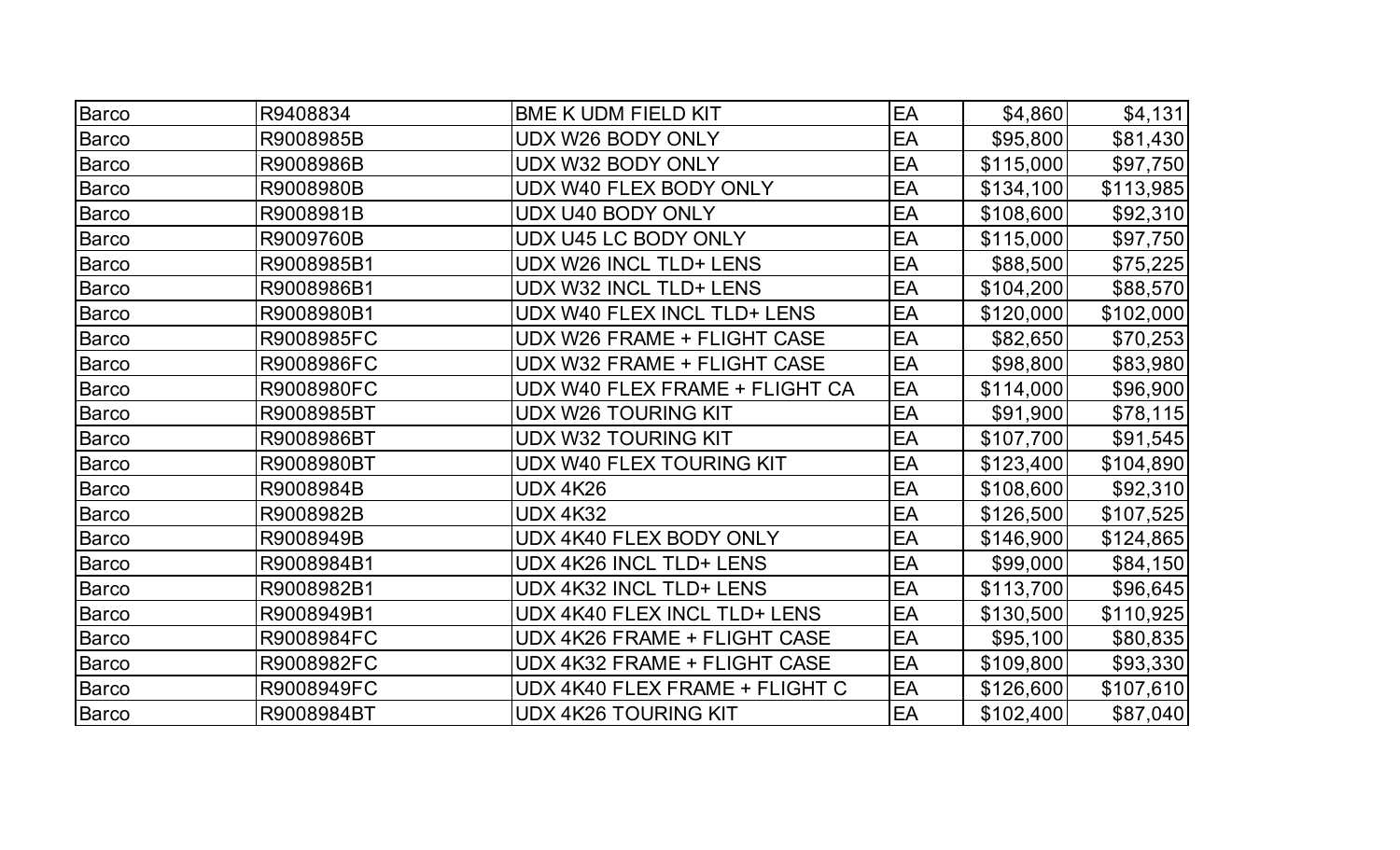| Barco | R9408834 | BME K UDM FIELD KIT | EA | $4,860 | $4,131 |
|---|---|---|---|---|---|
| Barco | R9008985B | UDX W26 BODY ONLY | EA | $95,800 | $81,430 |
| Barco | R9008986B | UDX W32 BODY ONLY | EA | $115,000 | $97,750 |
| Barco | R9008980B | UDX W40 FLEX BODY ONLY | EA | $134,100 | $113,985 |
| Barco | R9008981B | UDX U40 BODY ONLY | EA | $108,600 | $92,310 |
| Barco | R9009760B | UDX U45 LC BODY ONLY | EA | $115,000 | $97,750 |
| Barco | R9008985B1 | UDX W26 INCL TLD+ LENS | EA | $88,500 | $75,225 |
| Barco | R9008986B1 | UDX W32 INCL TLD+ LENS | EA | $104,200 | $88,570 |
| Barco | R9008980B1 | UDX W40 FLEX INCL TLD+ LENS | EA | $120,000 | $102,000 |
| Barco | R9008985FC | UDX W26 FRAME + FLIGHT CASE | EA | $82,650 | $70,253 |
| Barco | R9008986FC | UDX W32 FRAME + FLIGHT CASE | EA | $98,800 | $83,980 |
| Barco | R9008980FC | UDX W40 FLEX FRAME + FLIGHT CA | EA | $114,000 | $96,900 |
| Barco | R9008985BT | UDX W26 TOURING KIT | EA | $91,900 | $78,115 |
| Barco | R9008986BT | UDX W32 TOURING KIT | EA | $107,700 | $91,545 |
| Barco | R9008980BT | UDX W40 FLEX TOURING KIT | EA | $123,400 | $104,890 |
| Barco | R9008984B | UDX 4K26 | EA | $108,600 | $92,310 |
| Barco | R9008982B | UDX 4K32 | EA | $126,500 | $107,525 |
| Barco | R9008949B | UDX 4K40 FLEX BODY ONLY | EA | $146,900 | $124,865 |
| Barco | R9008984B1 | UDX 4K26 INCL TLD+ LENS | EA | $99,000 | $84,150 |
| Barco | R9008982B1 | UDX 4K32 INCL TLD+ LENS | EA | $113,700 | $96,645 |
| Barco | R9008949B1 | UDX 4K40 FLEX INCL TLD+ LENS | EA | $130,500 | $110,925 |
| Barco | R9008984FC | UDX 4K26 FRAME + FLIGHT CASE | EA | $95,100 | $80,835 |
| Barco | R9008982FC | UDX 4K32 FRAME + FLIGHT CASE | EA | $109,800 | $93,330 |
| Barco | R9008949FC | UDX 4K40 FLEX FRAME + FLIGHT C | EA | $126,600 | $107,610 |
| Barco | R9008984BT | UDX 4K26 TOURING KIT | EA | $102,400 | $87,040 |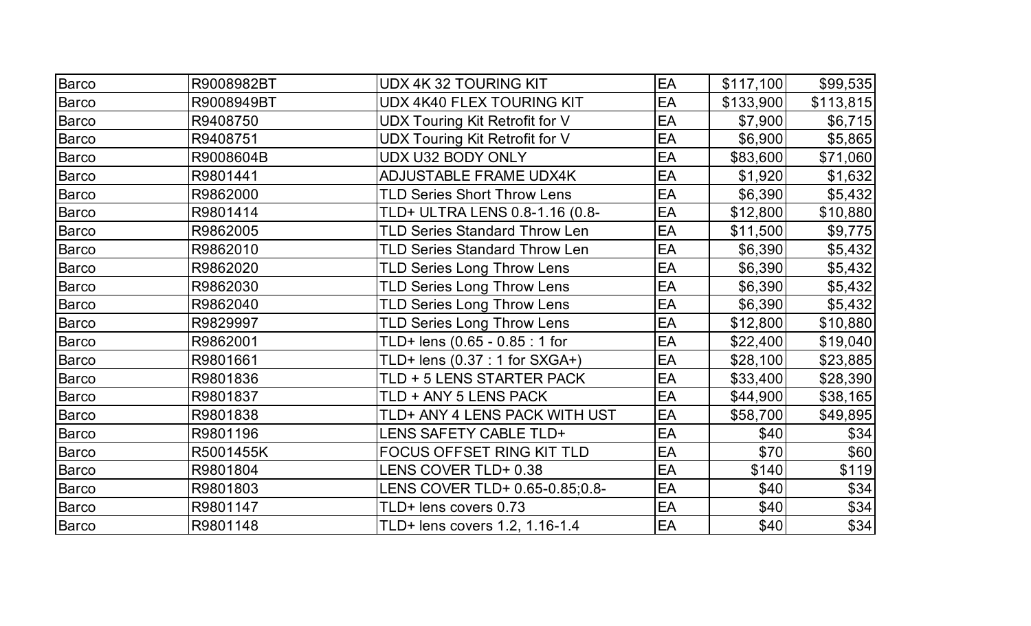| | | | | | |
|---|---|---|---|---|---|
| Barco | R9008982BT | UDX 4K 32 TOURING KIT | EA | $117,100 | $99,535 |
| Barco | R9008949BT | UDX 4K40 FLEX TOURING KIT | EA | $133,900 | $113,815 |
| Barco | R9408750 | UDX Touring Kit Retrofit for V | EA | $7,900 | $6,715 |
| Barco | R9408751 | UDX Touring Kit Retrofit for V | EA | $6,900 | $5,865 |
| Barco | R9008604B | UDX U32 BODY ONLY | EA | $83,600 | $71,060 |
| Barco | R9801441 | ADJUSTABLE FRAME UDX4K | EA | $1,920 | $1,632 |
| Barco | R9862000 | TLD Series Short Throw Lens | EA | $6,390 | $5,432 |
| Barco | R9801414 | TLD+ ULTRA LENS 0.8-1.16 (0.8- | EA | $12,800 | $10,880 |
| Barco | R9862005 | TLD Series Standard Throw Len | EA | $11,500 | $9,775 |
| Barco | R9862010 | TLD Series Standard Throw Len | EA | $6,390 | $5,432 |
| Barco | R9862020 | TLD Series Long Throw Lens | EA | $6,390 | $5,432 |
| Barco | R9862030 | TLD Series Long Throw Lens | EA | $6,390 | $5,432 |
| Barco | R9862040 | TLD Series Long Throw Lens | EA | $6,390 | $5,432 |
| Barco | R9829997 | TLD Series Long Throw Lens | EA | $12,800 | $10,880 |
| Barco | R9862001 | TLD+ lens (0.65 - 0.85 : 1 for | EA | $22,400 | $19,040 |
| Barco | R9801661 | TLD+ lens (0.37 : 1 for SXGA+) | EA | $28,100 | $23,885 |
| Barco | R9801836 | TLD + 5 LENS STARTER PACK | EA | $33,400 | $28,390 |
| Barco | R9801837 | TLD + ANY 5 LENS PACK | EA | $44,900 | $38,165 |
| Barco | R9801838 | TLD+ ANY 4 LENS PACK WITH UST | EA | $58,700 | $49,895 |
| Barco | R9801196 | LENS SAFETY CABLE TLD+ | EA | $40 | $34 |
| Barco | R5001455K | FOCUS OFFSET RING KIT TLD | EA | $70 | $60 |
| Barco | R9801804 | LENS COVER TLD+ 0.38 | EA | $140 | $119 |
| Barco | R9801803 | LENS COVER TLD+ 0.65-0.85;0.8- | EA | $40 | $34 |
| Barco | R9801147 | TLD+ lens covers 0.73 | EA | $40 | $34 |
| Barco | R9801148 | TLD+ lens covers 1.2, 1.16-1.4 | EA | $40 | $34 |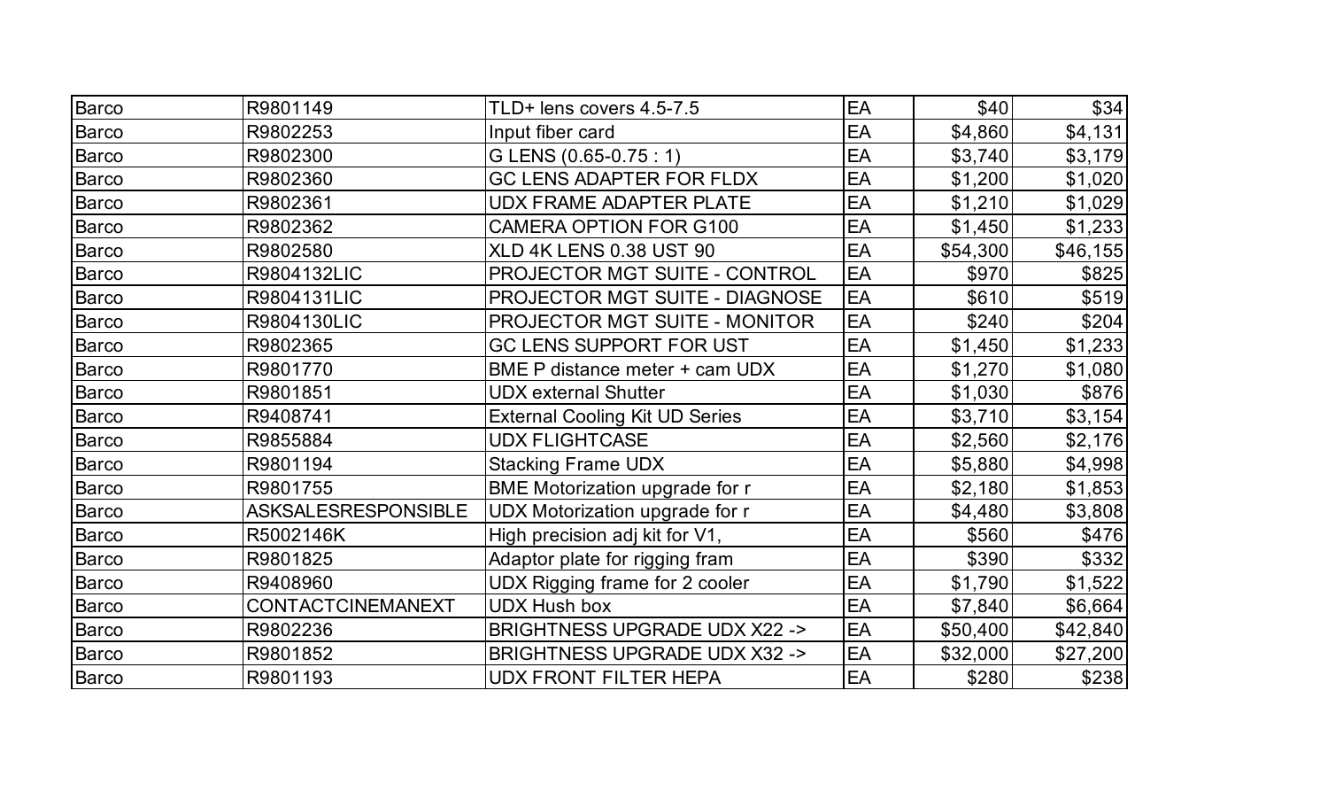| | | | | | |
|---|---|---|---|---|---|
| Barco | R9801149 | TLD+ lens covers 4.5-7.5 | EA | $40 | $34 |
| Barco | R9802253 | Input fiber card | EA | $4,860 | $4,131 |
| Barco | R9802300 | G LENS (0.65-0.75 : 1) | EA | $3,740 | $3,179 |
| Barco | R9802360 | GC LENS ADAPTER FOR FLDX | EA | $1,200 | $1,020 |
| Barco | R9802361 | UDX FRAME ADAPTER PLATE | EA | $1,210 | $1,029 |
| Barco | R9802362 | CAMERA OPTION FOR G100 | EA | $1,450 | $1,233 |
| Barco | R9802580 | XLD 4K LENS 0.38 UST 90 | EA | $54,300 | $46,155 |
| Barco | R9804132LIC | PROJECTOR MGT SUITE - CONTROL | EA | $970 | $825 |
| Barco | R9804131LIC | PROJECTOR MGT SUITE - DIAGNOSE | EA | $610 | $519 |
| Barco | R9804130LIC | PROJECTOR MGT SUITE - MONITOR | EA | $240 | $204 |
| Barco | R9802365 | GC LENS SUPPORT FOR UST | EA | $1,450 | $1,233 |
| Barco | R9801770 | BME P distance meter + cam UDX | EA | $1,270 | $1,080 |
| Barco | R9801851 | UDX external Shutter | EA | $1,030 | $876 |
| Barco | R9408741 | External Cooling Kit UD Series | EA | $3,710 | $3,154 |
| Barco | R9855884 | UDX FLIGHTCASE | EA | $2,560 | $2,176 |
| Barco | R9801194 | Stacking Frame UDX | EA | $5,880 | $4,998 |
| Barco | R9801755 | BME Motorization upgrade for r | EA | $2,180 | $1,853 |
| Barco | ASKSALESRESPONSIBLE | UDX Motorization upgrade for r | EA | $4,480 | $3,808 |
| Barco | R5002146K | High precision adj kit for V1, | EA | $560 | $476 |
| Barco | R9801825 | Adaptor plate for rigging fram | EA | $390 | $332 |
| Barco | R9408960 | UDX Rigging frame for 2 cooler | EA | $1,790 | $1,522 |
| Barco | CONTACTCINEMANEXT | UDX Hush box | EA | $7,840 | $6,664 |
| Barco | R9802236 | BRIGHTNESS UPGRADE UDX X22 -> | EA | $50,400 | $42,840 |
| Barco | R9801852 | BRIGHTNESS UPGRADE UDX X32 -> | EA | $32,000 | $27,200 |
| Barco | R9801193 | UDX FRONT FILTER HEPA | EA | $280 | $238 |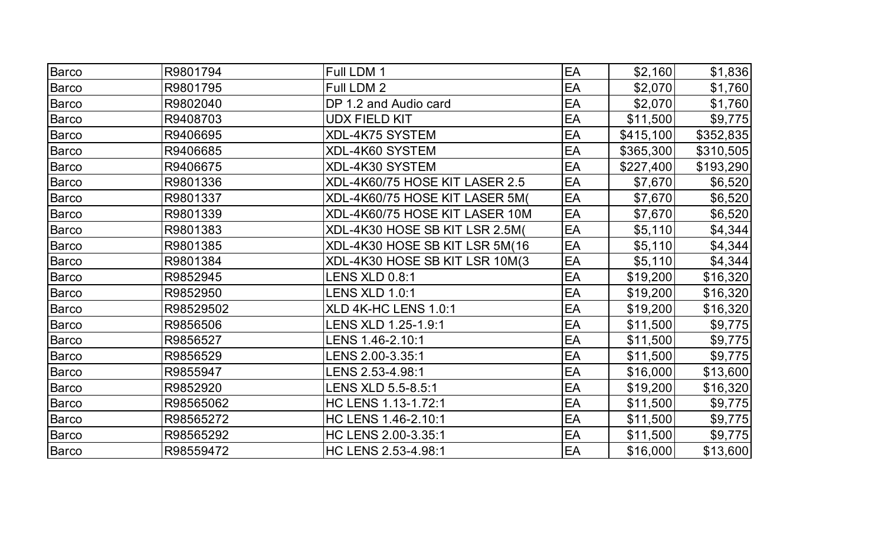| | | | | | |
|---|---|---|---|---|---|
| Barco | R9801794 | Full LDM 1 | EA | $2,160 | $1,836 |
| Barco | R9801795 | Full LDM 2 | EA | $2,070 | $1,760 |
| Barco | R9802040 | DP 1.2 and Audio card | EA | $2,070 | $1,760 |
| Barco | R9408703 | UDX FIELD KIT | EA | $11,500 | $9,775 |
| Barco | R9406695 | XDL-4K75 SYSTEM | EA | $415,100 | $352,835 |
| Barco | R9406685 | XDL-4K60 SYSTEM | EA | $365,300 | $310,505 |
| Barco | R9406675 | XDL-4K30 SYSTEM | EA | $227,400 | $193,290 |
| Barco | R9801336 | XDL-4K60/75 HOSE KIT LASER 2.5 | EA | $7,670 | $6,520 |
| Barco | R9801337 | XDL-4K60/75 HOSE KIT LASER 5M( | EA | $7,670 | $6,520 |
| Barco | R9801339 | XDL-4K60/75 HOSE KIT LASER 10M | EA | $7,670 | $6,520 |
| Barco | R9801383 | XDL-4K30 HOSE SB KIT LSR 2.5M( | EA | $5,110 | $4,344 |
| Barco | R9801385 | XDL-4K30 HOSE SB KIT LSR 5M(16 | EA | $5,110 | $4,344 |
| Barco | R9801384 | XDL-4K30 HOSE SB KIT LSR 10M(3 | EA | $5,110 | $4,344 |
| Barco | R9852945 | LENS XLD 0.8:1 | EA | $19,200 | $16,320 |
| Barco | R9852950 | LENS XLD 1.0:1 | EA | $19,200 | $16,320 |
| Barco | R98529502 | XLD 4K-HC LENS 1.0:1 | EA | $19,200 | $16,320 |
| Barco | R9856506 | LENS XLD 1.25-1.9:1 | EA | $11,500 | $9,775 |
| Barco | R9856527 | LENS 1.46-2.10:1 | EA | $11,500 | $9,775 |
| Barco | R9856529 | LENS 2.00-3.35:1 | EA | $11,500 | $9,775 |
| Barco | R9855947 | LENS 2.53-4.98:1 | EA | $16,000 | $13,600 |
| Barco | R9852920 | LENS XLD 5.5-8.5:1 | EA | $19,200 | $16,320 |
| Barco | R98565062 | HC LENS 1.13-1.72:1 | EA | $11,500 | $9,775 |
| Barco | R98565272 | HC LENS 1.46-2.10:1 | EA | $11,500 | $9,775 |
| Barco | R98565292 | HC LENS 2.00-3.35:1 | EA | $11,500 | $9,775 |
| Barco | R98559472 | HC LENS 2.53-4.98:1 | EA | $16,000 | $13,600 |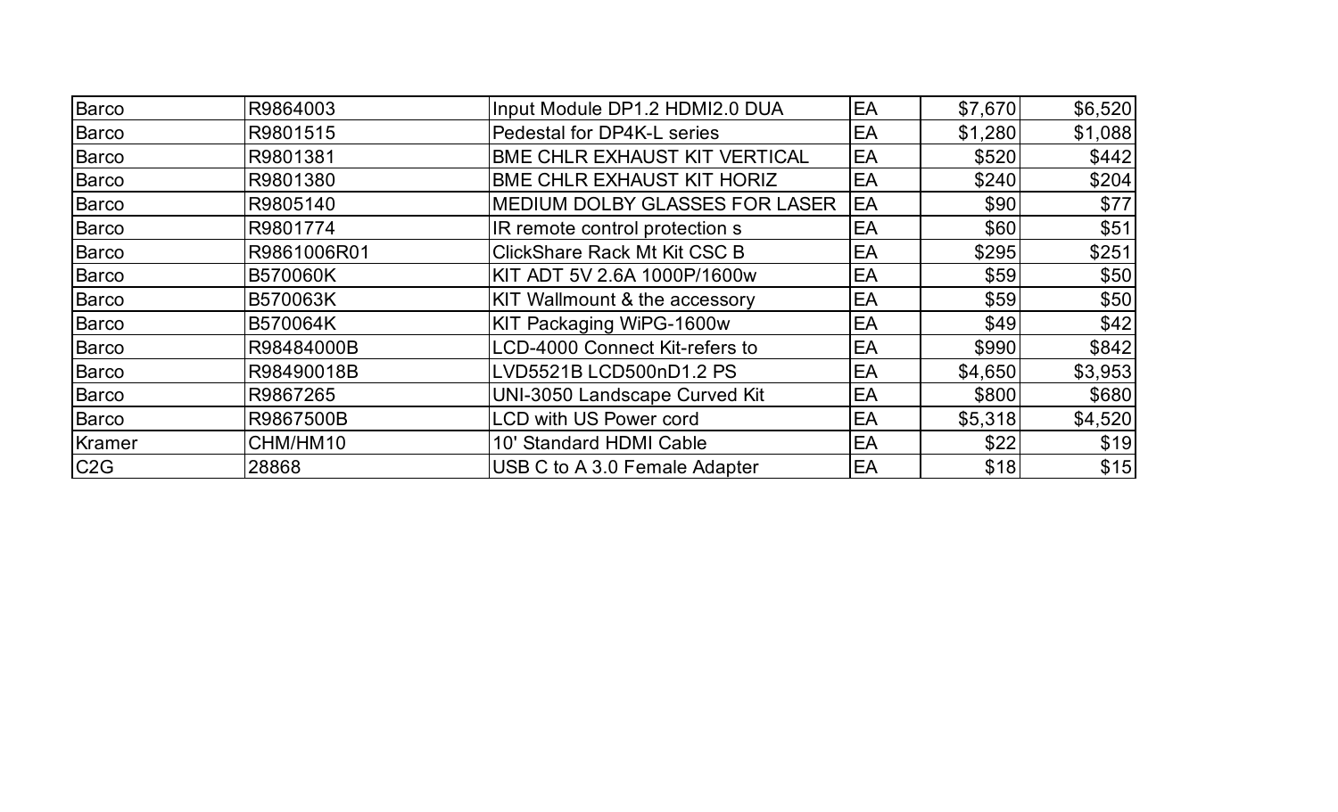| | | | | | |
|---|---|---|---|---|---|
| Barco | R9864003 | Input Module DP1.2 HDMI2.0 DUA | EA | $7,670 | $6,520 |
| Barco | R9801515 | Pedestal for DP4K-L series | EA | $1,280 | $1,088 |
| Barco | R9801381 | BME CHLR EXHAUST KIT VERTICAL | EA | $520 | $442 |
| Barco | R9801380 | BME CHLR EXHAUST KIT HORIZ | EA | $240 | $204 |
| Barco | R9805140 | MEDIUM DOLBY GLASSES FOR LASER | EA | $90 | $77 |
| Barco | R9801774 | IR remote control protection s | EA | $60 | $51 |
| Barco | R9861006R01 | ClickShare Rack Mt Kit CSC B | EA | $295 | $251 |
| Barco | B570060K | KIT ADT 5V 2.6A 1000P/1600w | EA | $59 | $50 |
| Barco | B570063K | KIT Wallmount & the accessory | EA | $59 | $50 |
| Barco | B570064K | KIT Packaging WiPG-1600w | EA | $49 | $42 |
| Barco | R98484000B | LCD-4000 Connect Kit-refers to | EA | $990 | $842 |
| Barco | R98490018B | LVD5521B LCD500nD1.2 PS | EA | $4,650 | $3,953 |
| Barco | R9867265 | UNI-3050 Landscape Curved Kit | EA | $800 | $680 |
| Barco | R9867500B | LCD with US Power cord | EA | $5,318 | $4,520 |
| Kramer | CHM/HM10 | 10' Standard HDMI Cable | EA | $22 | $19 |
| C2G | 28868 | USB C to A 3.0 Female Adapter | EA | $18 | $15 |